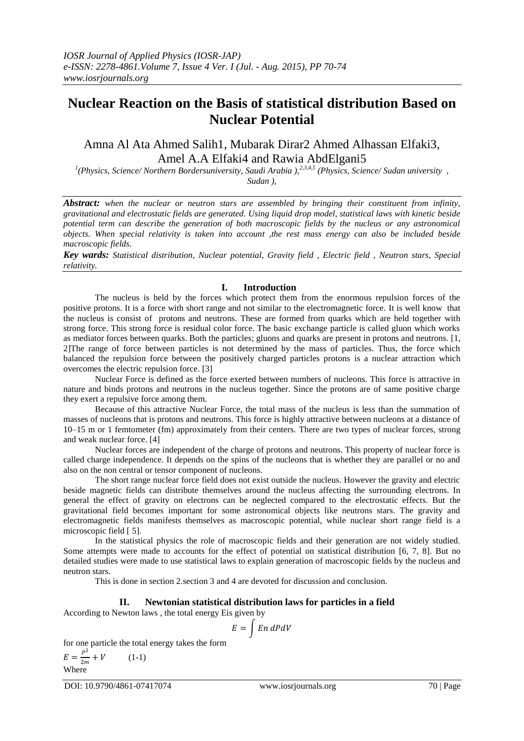# Nuclear Reaction on the Basis of statistical distribution Based on Nuclear Potential

Amna Al Ata Ahmed Salih1, Mubarak Dirar2 Ahmed Alhassan Elfaki3, Amel A.A Elfaki4 and Rawia AbdElgani5

[1](Physics, Science/ Northern Bordersuniversity, Saudi Arabia ),[2,3,4,5] (Physics, Science/ Sudan university , Sudan ),

***Abstract:*** *when the nuclear or neutron stars are assembled by bringing their constituent from infinity, gravitational and electrostatic fields are generated. Using liquid drop model, statistical laws with kinetic beside potential term can describe the generation of both macroscopic fields by the nucleus or any astronomical objects. When special relativity is taken into account ,the rest mass energy can also be included beside macroscopic fields.*

***Key wards:*** *Statistical distribution, Nuclear potential, Gravity field , Electric field , Neutron stars, Special relativity.*

## I. Introduction

The nucleus is held by the forces which protect them from the enormous repulsion forces of the positive protons. It is a force with short range and not similar to the electromagnetic force. It is well know that the nucleus is consist of protons and neutrons. These are formed from quarks which are held together with strong force. This strong force is residual color force. The basic exchange particle is called gluon which works as mediator forces between quarks. Both the particles; gluons and quarks are present in protons and neutrons. [1, 2]The range of force between particles is not determined by the mass of particles. Thus, the force which balanced the repulsion force between the positively charged particles protons is a nuclear attraction which overcomes the electric repulsion force. [3]

Nuclear Force is defined as the force exerted between numbers of nucleons. This force is attractive in nature and binds protons and neutrons in the nucleus together. Since the protons are of same positive charge they exert a repulsive force among them.

Because of this attractive Nuclear Force, the total mass of the nucleus is less than the summation of masses of nucleons that is protons and neutrons. This force is highly attractive between nucleons at a distance of 10–15 m or 1 femtometer (fm) approximately from their centers. There are two types of nuclear forces, strong and weak nuclear force. [4]

Nuclear forces are independent of the charge of protons and neutrons. This property of nuclear force is called charge independence. It depends on the spins of the nucleons that is whether they are parallel or no and also on the non central or tensor component of nucleons.

The short range nuclear force field does not exist outside the nucleus. However the gravity and electric beside magnetic fields can distribute themselves around the nucleus affecting the surrounding electrons. In general the effect of gravity on electrons can be neglected compared to the electrostatic effects. But the gravitational field becomes important for some astronomical objects like neutrons stars. The gravity and electromagnetic fields manifests themselves as macroscopic potential, while nuclear short range field is a microscopic field [ 5].

In the statistical physics the role of macroscopic fields and their generation are not widely studied. Some attempts were made to accounts for the effect of potential on statistical distribution [6, 7, 8]. But no detailed studies were made to use statistical laws to explain generation of macroscopic fields by the nucleus and neutron stars.

This is done in section 2.section 3 and 4 are devoted for discussion and conclusion.

## II. Newtonian statistical distribution laws for particles in a field

According to Newton laws , the total energy Eis given by

$$E = \int En\, dPdV$$

for one particle the total energy takes the form

$$E = \frac{P^2}{2m} + V \qquad (1\text{-}1)$$

Where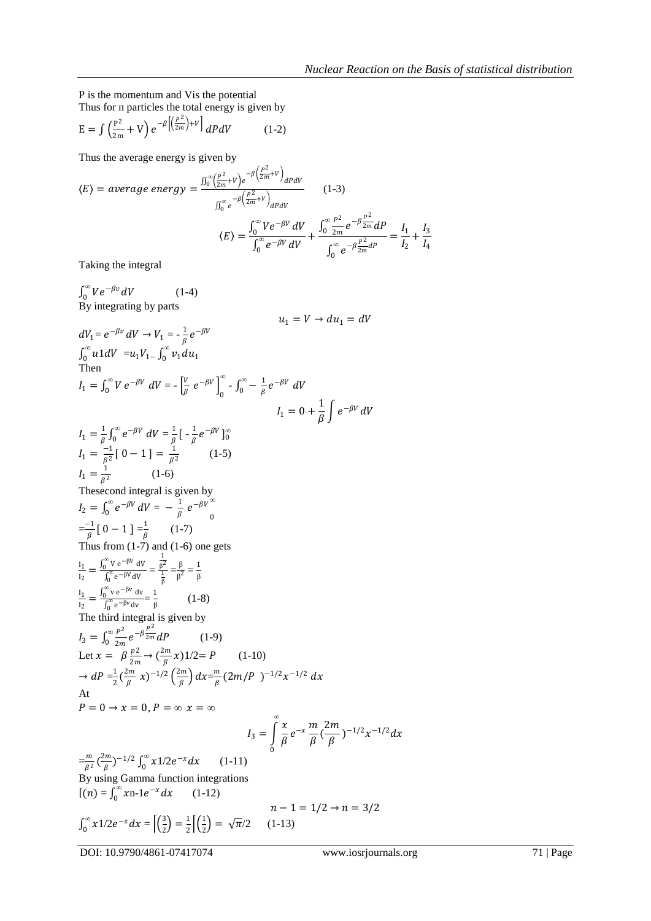P is the momentum and Vis the potential

Thus for n particles the total energy is given by

$$E = \int \left(\frac{P^2}{2m} + V\right) e^{-\beta\left[\left(\frac{P^2}{2m}\right)+V\right]} dPdV \qquad (1\text{-}2)$$

Thus the average energy is given by

$$\langle E\rangle = average\ energy = \frac{\iint_0^\infty \left(\frac{P^2}{2m}+V\right) e^{-\beta\left(\frac{P^2}{2m}+V\right)} dPdV}{\iint_0^\infty e^{-\beta\left(\frac{P^2}{2m}+V\right)} dPdV} \qquad (1\text{-}3)$$

$$\langle E\rangle = \frac{\int_0^\infty V e^{-\beta V}\, dV}{\int_0^\infty e^{-\beta V}\, dV} + \frac{\int_0^\infty \frac{P^2}{2m} e^{-\beta \frac{P^2}{2m}} dP}{\int_0^\infty e^{-\beta \frac{P^2}{2m}} dP} = \frac{I_1}{I_2} + \frac{I_3}{I_4}$$

Taking the integral

$$\int_0^\infty V e^{-\beta v} dV \qquad (1\text{-}4)$$

By integrating by parts

$$u_1 = V \rightarrow du_1 = dV$$

$$dV_1 = e^{-\beta v}\, dV \rightarrow V_1 = -\frac{1}{\beta} e^{-\beta V}$$

$$\int_0^\infty u1dV = u_1 V_1 - \int_0^\infty v_1 du_1$$

Then

$$I_1 = \int_0^\infty V\, e^{-\beta V}\, dV = -\left[\frac{V}{\beta}\, e^{-\beta V}\right]_0^\infty - \int_0^\infty -\frac{1}{\beta} e^{-\beta V}\, dV$$

$$I_1 = 0 + \frac{1}{\beta}\int e^{-\beta V} dV$$

$$I_1 = \frac{1}{\beta}\int_0^\infty e^{-\beta V}\, dV = \frac{1}{\beta}\left[-\frac{1}{\beta} e^{-\beta V}\right]_0^\infty$$

$$I_1 = \frac{-1}{\beta^2}[\,0 - 1\,] = \frac{1}{\beta^2} \qquad (1\text{-}5)$$

$$I_1 = \frac{1}{\beta^2} \qquad (1\text{-}6)$$

Thesecond integral is given by

$$I_2 = \int_0^\infty e^{-\beta V}\, dV = -\frac{1}{\beta}\, e^{-\beta V}\Big|_0^\infty$$

$$= \frac{-1}{\beta}[\,0 - 1\,] = \frac{1}{\beta} \qquad (1\text{-}7)$$

Thus from (1-7) and (1-6) one gets

$$\frac{I_1}{I_2} = \frac{\int_0^\infty V\, e^{-\beta V}\, dV}{\int_0^\infty e^{-\beta V} dV} = \frac{\frac{1}{\beta^2}}{\frac{1}{\beta}} = \frac{\beta}{\beta^2} = \frac{1}{\beta}$$

$$\frac{I_1}{I_2} = \frac{\int_0^\infty v\, e^{-\beta v}\, dv}{\int_0^\infty e^{-\beta v} dv} = \frac{1}{\beta} \qquad (1\text{-}8)$$

The third integral is given by

$$I_3 = \int_0^\infty \frac{P^2}{2m} e^{-\beta \frac{P^2}{2m}} dP \qquad (1\text{-}9)$$

Let $x = \beta \frac{p2}{2m} \rightarrow (\frac{2m}{\beta}x)1/2 = P \qquad (1\text{-}10)$

$$\rightarrow dP = \frac{1}{2}\left(\frac{2m}{\beta}\, x\right)^{-1/2}\left(\frac{2m}{\beta}\right) dx = \frac{m}{\beta}(2m/P\ )^{-1/2} x^{-1/2}\, dx$$

At

$P = 0 \rightarrow x = 0, P = \infty\ x = \infty$

$$I_3 = \int_0^\infty \frac{x}{\beta} e^{-x} \frac{m}{\beta}\left(\frac{2m}{\beta}\right)^{-1/2} x^{-1/2} dx$$

$$= \frac{m}{\beta^2}\left(\frac{2m}{\beta}\right)^{-1/2}\int_0^\infty x1/2 e^{-x} dx \qquad (1\text{-}11)$$

By using Gamma function integrations

$$\Gamma(n) = \int_0^\infty x\text{n-}1 e^{-x}\, dx \qquad (1\text{-}12)$$

$$n - 1 = 1/2 \rightarrow n = 3/2$$

$$\int_0^\infty x1/2 e^{-x} dx = \Gamma\left(\frac{3}{2}\right) = \frac{1}{2}\Gamma\left(\frac{1}{2}\right) = \sqrt{\pi}/2 \qquad (1\text{-}13)$$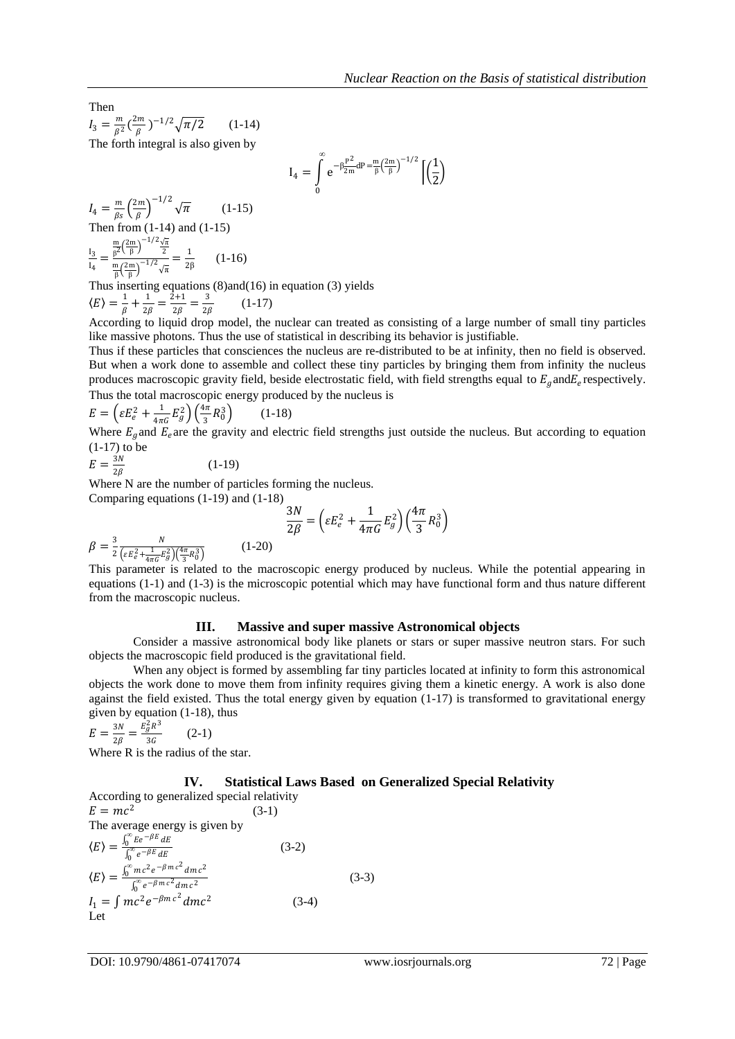Then

$$I_3 = \frac{m}{\beta^2}\left(\frac{2m}{\beta}\right)^{-1/2}\sqrt{\pi/2} \qquad (1\text{-}14)$$

The forth integral is also given by

$$I_4 = \int_0^\infty e^{-\beta\frac{P^2}{2m}}dP = \frac{m}{\beta}\left(\frac{2m}{\beta}\right)^{-1/2}\left[\left(\frac{1}{2}\right)\right.$$

$$I_4 = \frac{m}{\beta s}\left(\frac{2m}{\beta}\right)^{-1/2}\sqrt{\pi} \qquad (1\text{-}15)$$

Then from (1-14) and (1-15)

$$\frac{I_3}{I_4} = \frac{\frac{m}{\beta^2}\left(\frac{2m}{\beta}\right)^{-1/2}\frac{\sqrt{\pi}}{2}}{\frac{m}{\beta}\left(\frac{2m}{\beta}\right)^{-1/2}\sqrt{\pi}} = \frac{1}{2\beta} \qquad (1\text{-}16)$$

Thus inserting equations (8)and(16) in equation (3) yields

$$\langle E\rangle = \frac{1}{\beta} + \frac{1}{2\beta} = \frac{2+1}{2\beta} = \frac{3}{2\beta} \qquad (1\text{-}17)$$

According to liquid drop model, the nuclear can treated as consisting of a large number of small tiny particles like massive photons. Thus the use of statistical in describing its behavior is justifiable.

Thus if these particles that consciences the nucleus are re-distributed to be at infinity, then no field is observed. But when a work done to assemble and collect these tiny particles by bringing them from infinity the nucleus produces macroscopic gravity field, beside electrostatic field, with field strengths equal to $E_g$ and $E_e$ respectively. Thus the total macroscopic energy produced by the nucleus is

$$E = \left(\varepsilon E_e^2 + \frac{1}{4\pi G}E_g^2\right)\left(\frac{4\pi}{3}R_0^3\right) \qquad (1\text{-}18)$$

Where $E_g$ and $E_e$ are the gravity and electric field strengths just outside the nucleus. But according to equation (1-17) to be

$$E = \frac{3N}{2\beta} \qquad (1\text{-}19)$$

Where N are the number of particles forming the nucleus.

Comparing equations (1-19) and (1-18)

$$\frac{3N}{2\beta} = \left(\varepsilon E_e^2 + \frac{1}{4\pi G}E_g^2\right)\left(\frac{4\pi}{3}R_0^3\right)$$

$$\beta = \frac{3}{2}\frac{N}{\left(\varepsilon E_e^2 + \frac{1}{4\pi G}E_g^2\right)\left(\frac{4\pi}{3}R_0^3\right)} \qquad (1\text{-}20)$$

This parameter is related to the macroscopic energy produced by nucleus. While the potential appearing in equations (1-1) and (1-3) is the microscopic potential which may have functional form and thus nature different from the macroscopic nucleus.

## III. Massive and super massive Astronomical objects

Consider a massive astronomical body like planets or stars or super massive neutron stars. For such objects the macroscopic field produced is the gravitational field.

When any object is formed by assembling far tiny particles located at infinity to form this astronomical objects the work done to move them from infinity requires giving them a kinetic energy. A work is also done against the field existed. Thus the total energy given by equation (1-17) is transformed to gravitational energy given by equation (1-18), thus

$$E = \frac{3N}{2\beta} = \frac{E_g^2 R^3}{3G} \qquad (2\text{-}1)$$

Where R is the radius of the star.

## IV. Statistical Laws Based on Generalized Special Relativity

According to generalized special relativity

$$E = mc^2 \qquad (3\text{-}1)$$

The average energy is given by

$$\langle E\rangle = \frac{\int_0^\infty Ee^{-\beta E}dE}{\int_0^\infty e^{-\beta E}dE} \qquad (3\text{-}2)$$

$$\langle E\rangle = \frac{\int_0^\infty mc^2 e^{-\beta mc^2}dmc^2}{\int_0^\infty e^{-\beta mc^2}dmc^2} \qquad (3\text{-}3)$$

$$I_1 = \int mc^2 e^{-\beta mc^2}dmc^2 \qquad (3\text{-}4)$$

Let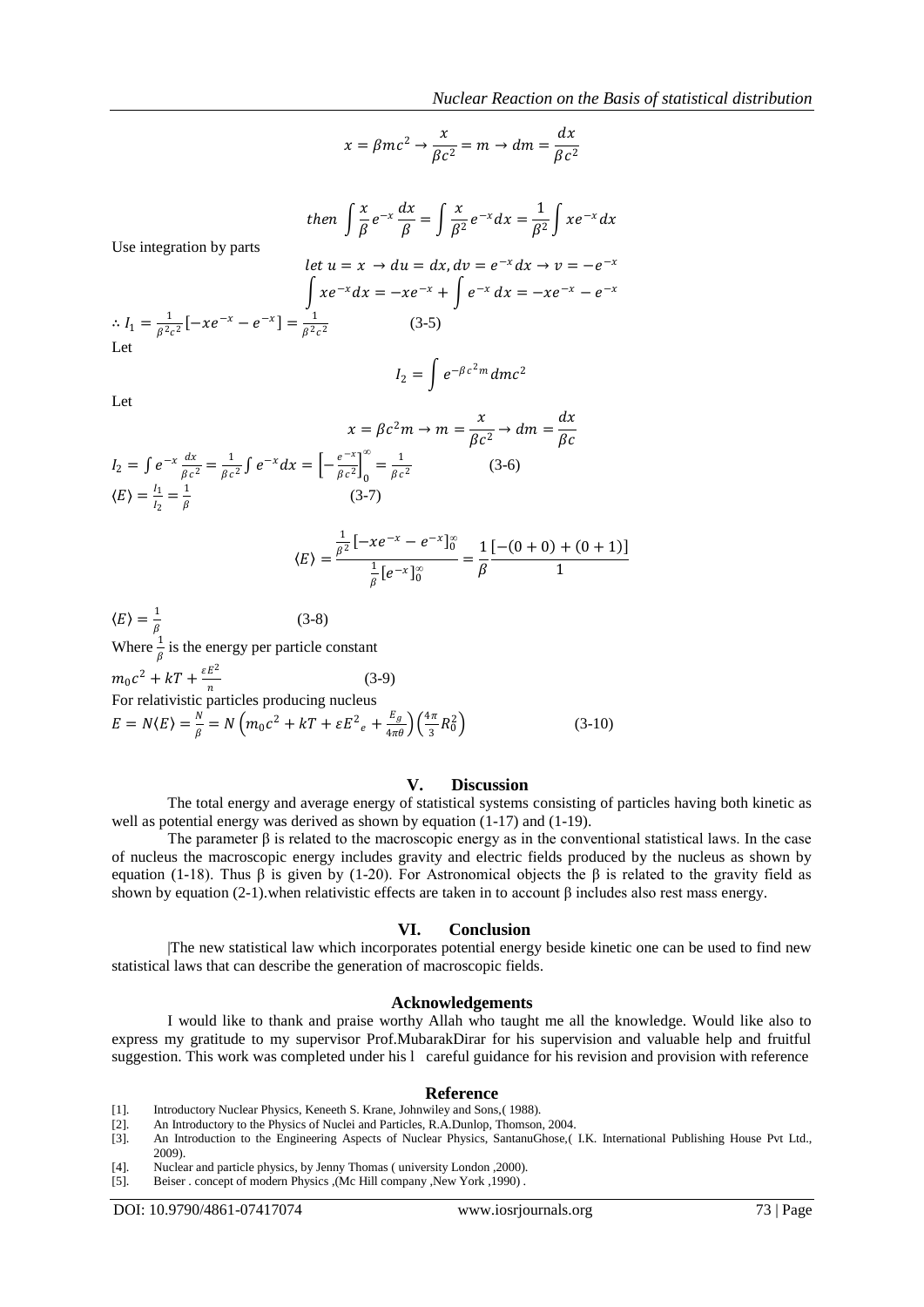$$x = \beta mc^2 \rightarrow \frac{x}{\beta c^2} = m \rightarrow dm = \frac{dx}{\beta c^2}$$

$$then \int \frac{x}{\beta} e^{-x} \frac{dx}{\beta} = \int \frac{x}{\beta^2} e^{-x} dx = \frac{1}{\beta^2} \int xe^{-x} dx$$

Use integration by parts

$$let\ u = x \rightarrow du = dx, dv = e^{-x}dx \rightarrow v = -e^{-x}$$

$$\int xe^{-x}dx = -xe^{-x} + \int e^{-x}\, dx = -xe^{-x} - e^{-x}$$

$$\therefore I_1 = \frac{1}{\beta^2 c^2}[-xe^{-x} - e^{-x}] = \frac{1}{\beta^2 c^2} \qquad (3\text{-}5)$$

Let

$$I_2 = \int e^{-\beta c^2 m} dmc^2$$

Let

$$x = \beta c^2 m \rightarrow m = \frac{x}{\beta c^2} \rightarrow dm = \frac{dx}{\beta c}$$

$$I_2 = \int e^{-x} \frac{dx}{\beta c^2} = \frac{1}{\beta c^2} \int e^{-x} dx = \left[-\frac{e^{-x}}{\beta c^2}\right]_0^\infty = \frac{1}{\beta c^2} \qquad (3\text{-}6)$$

$$\langle E \rangle = \frac{I_1}{I_2} = \frac{1}{\beta} \qquad (3\text{-}7)$$

$$\langle E \rangle = \frac{\frac{1}{\beta^2}[-xe^{-x} - e^{-x}]_0^\infty}{\frac{1}{\beta}[e^{-x}]_0^\infty} = \frac{1}{\beta} \frac{[-(0+0) + (0+1)]}{1}$$

$$\langle E \rangle = \frac{1}{\beta} \qquad (3\text{-}8)$$

Where $\frac{1}{\beta}$ is the energy per particle constant

$$m_0 c^2 + kT + \frac{\varepsilon E^2}{n} \qquad (3\text{-}9)$$

For relativistic particles producing nucleus

$$E = N\langle E \rangle = \frac{N}{\beta} = N\left(m_0 c^2 + kT + \varepsilon E^2{}_e + \frac{E_g}{4\pi\theta}\right)\left(\frac{4\pi}{3} R_0^2\right) \qquad (3\text{-}10)$$

## V. Discussion

The total energy and average energy of statistical systems consisting of particles having both kinetic as well as potential energy was derived as shown by equation (1-17) and (1-19).

The parameter β is related to the macroscopic energy as in the conventional statistical laws. In the case of nucleus the macroscopic energy includes gravity and electric fields produced by the nucleus as shown by equation (1-18). Thus β is given by (1-20). For Astronomical objects the β is related to the gravity field as shown by equation (2-1).when relativistic effects are taken in to account β includes also rest mass energy.

## VI. Conclusion

|The new statistical law which incorporates potential energy beside kinetic one can be used to find new statistical laws that can describe the generation of macroscopic fields.

## Acknowledgements

I would like to thank and praise worthy Allah who taught me all the knowledge. Would like also to express my gratitude to my supervisor Prof.MubarakDirar for his supervision and valuable help and fruitful suggestion. This work was completed under his l careful guidance for his revision and provision with reference

## Reference

[1]. Introductory Nuclear Physics, Keneeth S. Krane, Johnwiley and Sons,( 1988).
[2]. An Introductory to the Physics of Nuclei and Particles, R.A.Dunlop, Thomson, 2004.
[3]. An Introduction to the Engineering Aspects of Nuclear Physics, SantanuGhose,( I.K. International Publishing House Pvt Ltd., 2009).
[4]. Nuclear and particle physics, by Jenny Thomas ( university London ,2000).
[5]. Beiser . concept of modern Physics ,(Mc Hill company ,New York ,1990) .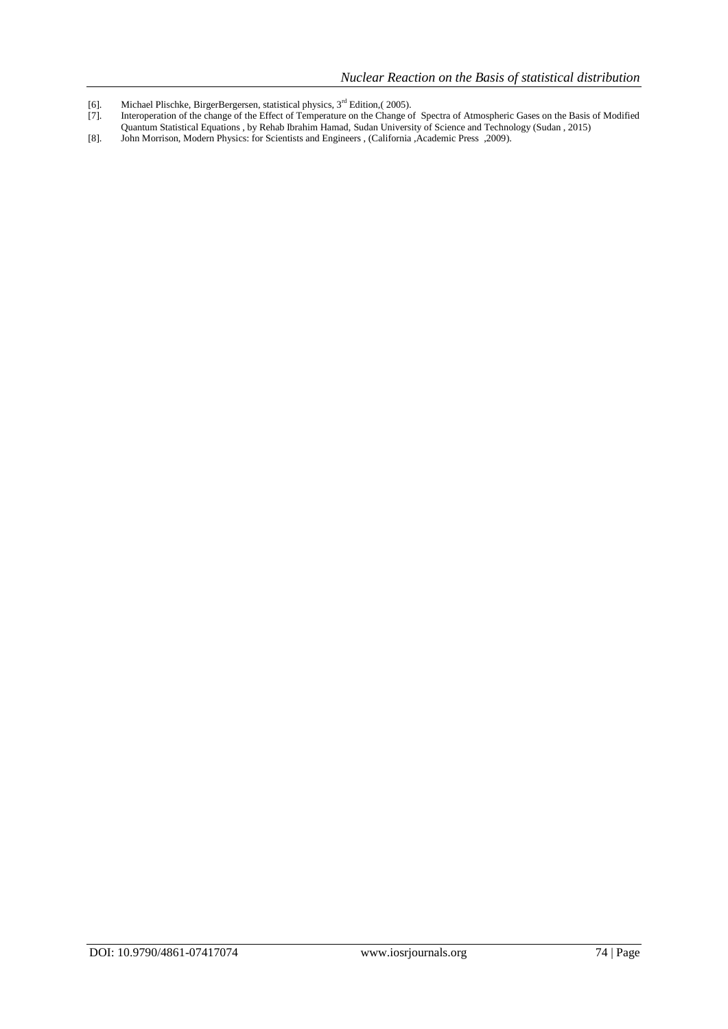[6]. Michael Plischke, BirgerBergersen, statistical physics, 3rd Edition,( 2005).

[7]. Interoperation of the change of the Effect of Temperature on the Change of Spectra of Atmospheric Gases on the Basis of Modified Quantum Statistical Equations , by Rehab Ibrahim Hamad, Sudan University of Science and Technology (Sudan , 2015)

[8]. John Morrison, Modern Physics: for Scientists and Engineers , (California ,Academic Press ,2009).